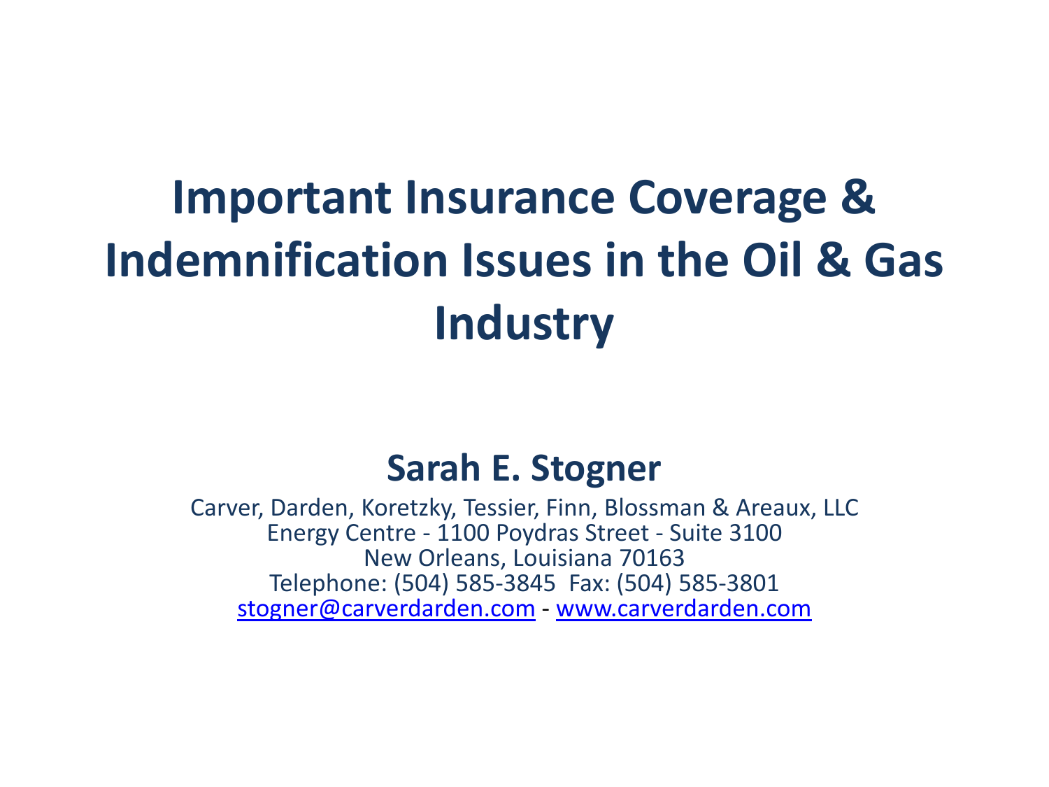# Important Insurance Coverage & Indemnification Issues in the Oil & Gas Industry

**Sarah E. Stogner**

Carver, Darden, Koretzky, Tessier, Finn, Blossman & Areaux, LLC
Energy Centre - 1100 Poydras Street - Suite 3100
New Orleans, Louisiana 70163
Telephone: (504) 585-3845 Fax: (504) 585-3801
stogner@carverdarden.com - www.carverdarden.com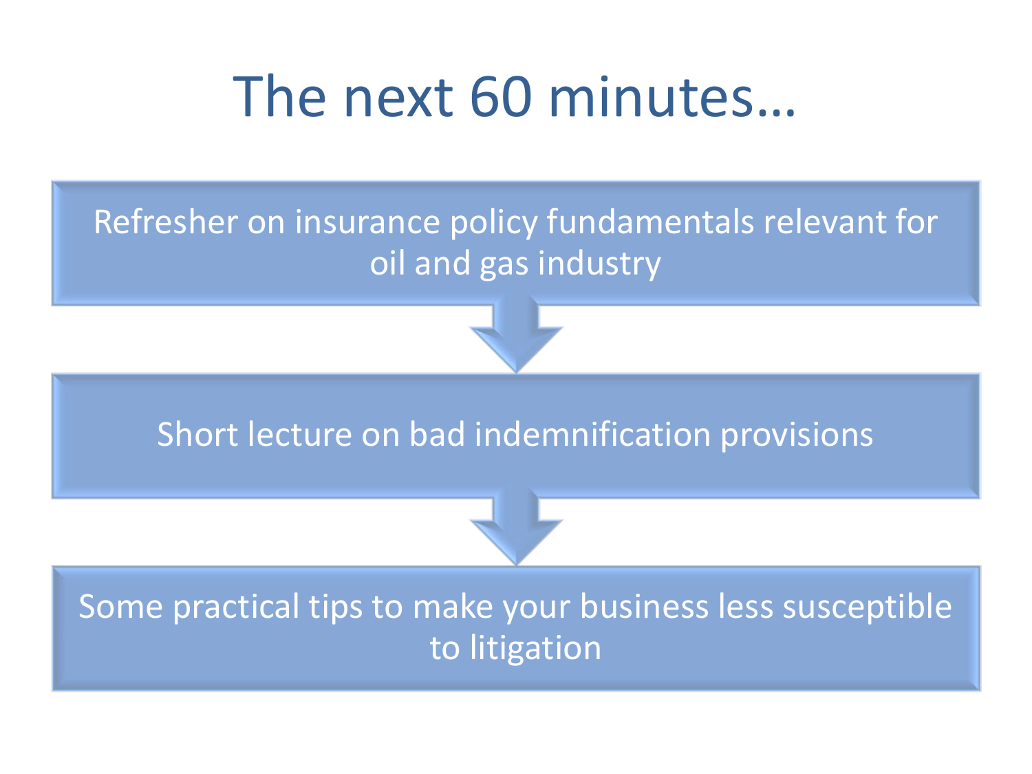# The next 60 minutes…

- Refresher on insurance policy fundamentals relevant for oil and gas industry
- Short lecture on bad indemnification provisions
- Some practical tips to make your business less susceptible to litigation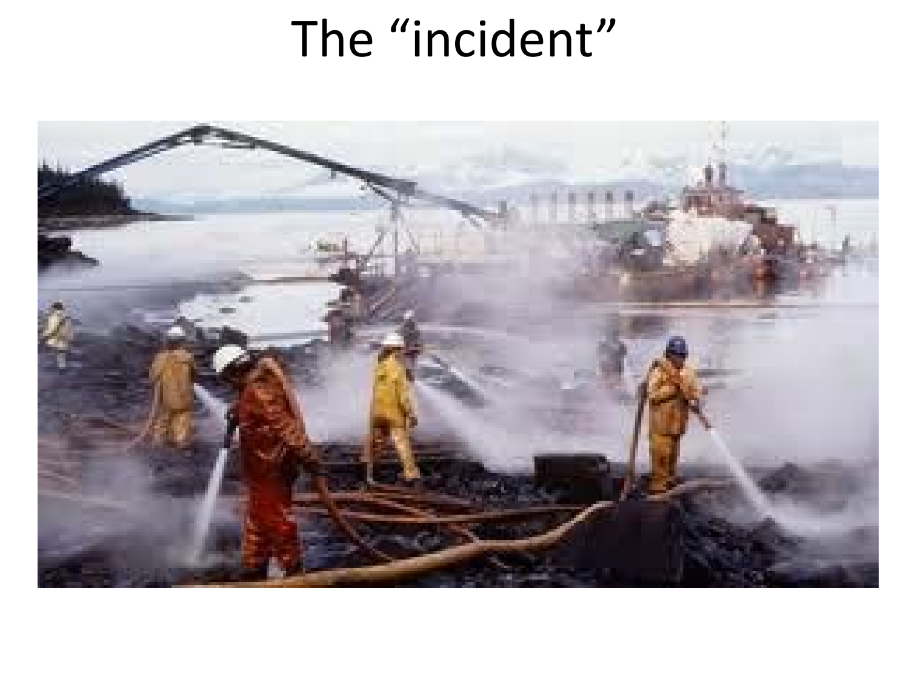# The “incident”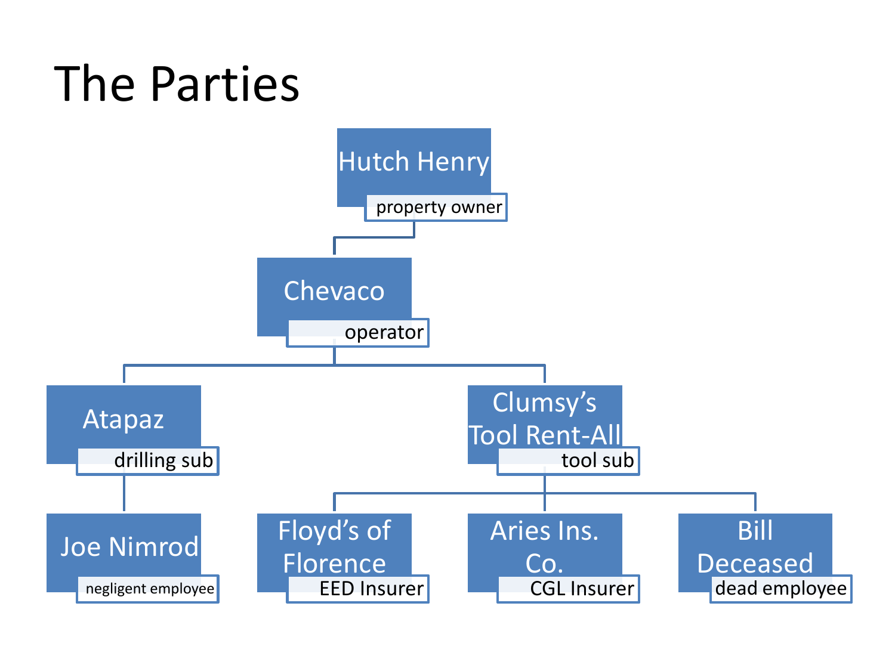# The Parties

- **Hutch Henry** — property owner
  - **Chevaco** — operator
    - **Atapaz** — drilling sub
      - **Joe Nimrod** — negligent employee
    - **Clumsy's Tool Rent-All** — tool sub
      - **Floyd's of Florence** — EED Insurer
      - **Aries Ins. Co.** — CGL Insurer
      - **Bill Deceased** — dead employee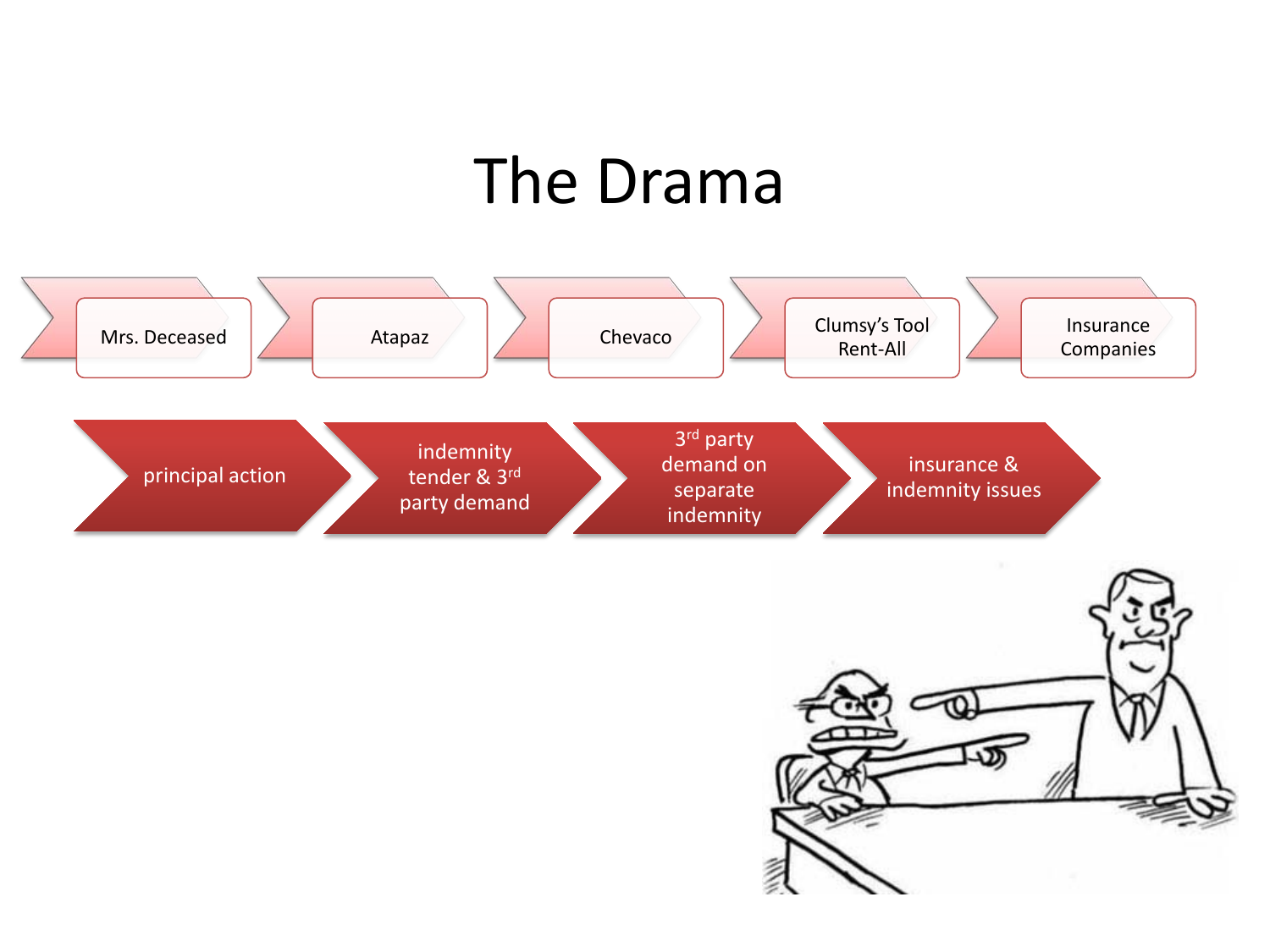# The Drama

- Mrs. Deceased
- Atapaz
- Chevaco
- Clumsy's Tool Rent-All
- Insurance Companies

- principal action
- indemnity tender & 3rd party demand
- 3rd party demand on separate indemnity
- insurance & indemnity issues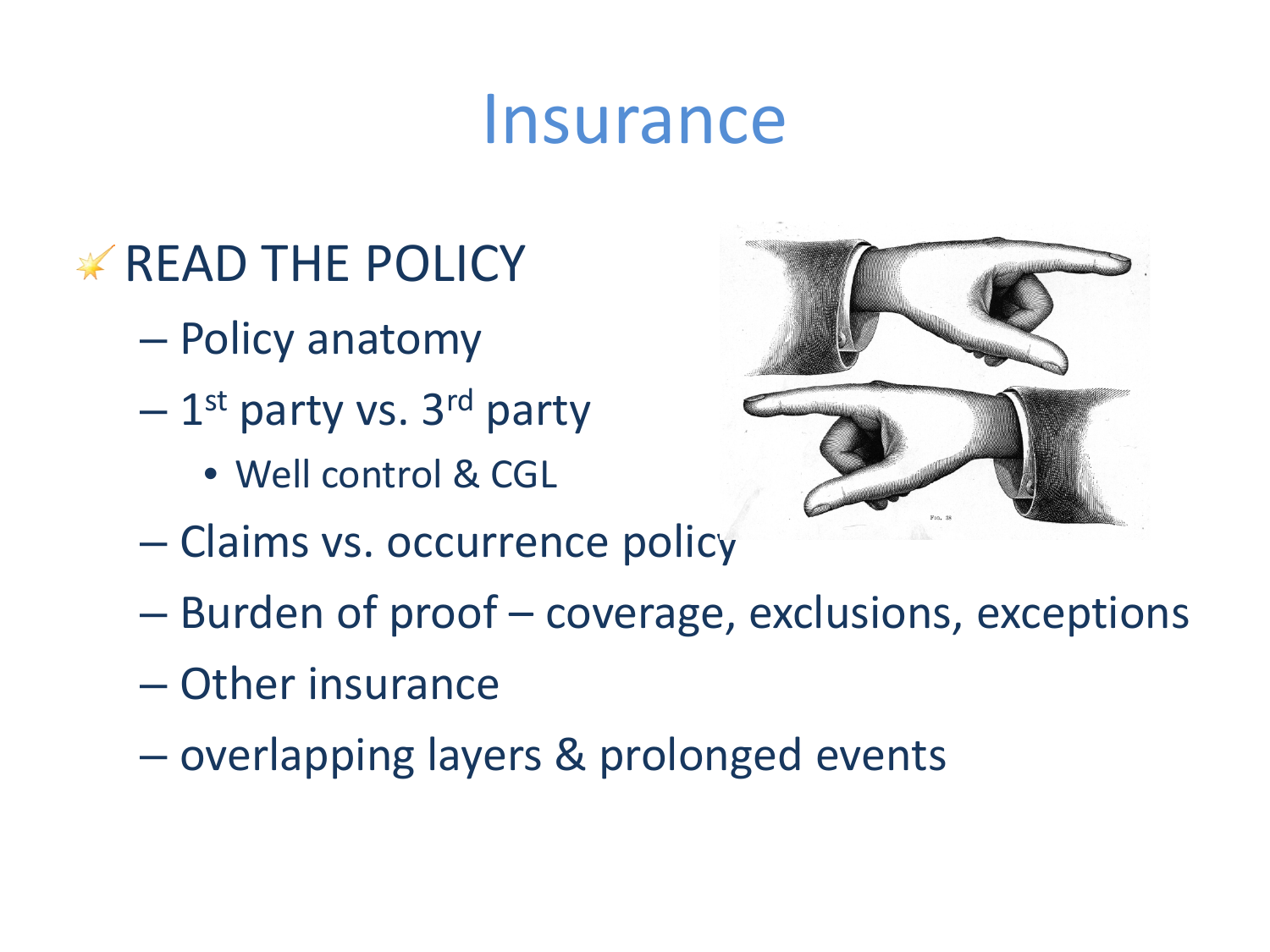# Insurance

- READ THE POLICY
  - Policy anatomy
  - 1st party vs. 3rd party
    - Well control & CGL
  - Claims vs. occurrence policy
  - Burden of proof – coverage, exclusions, exceptions
  - Other insurance
  - overlapping layers & prolonged events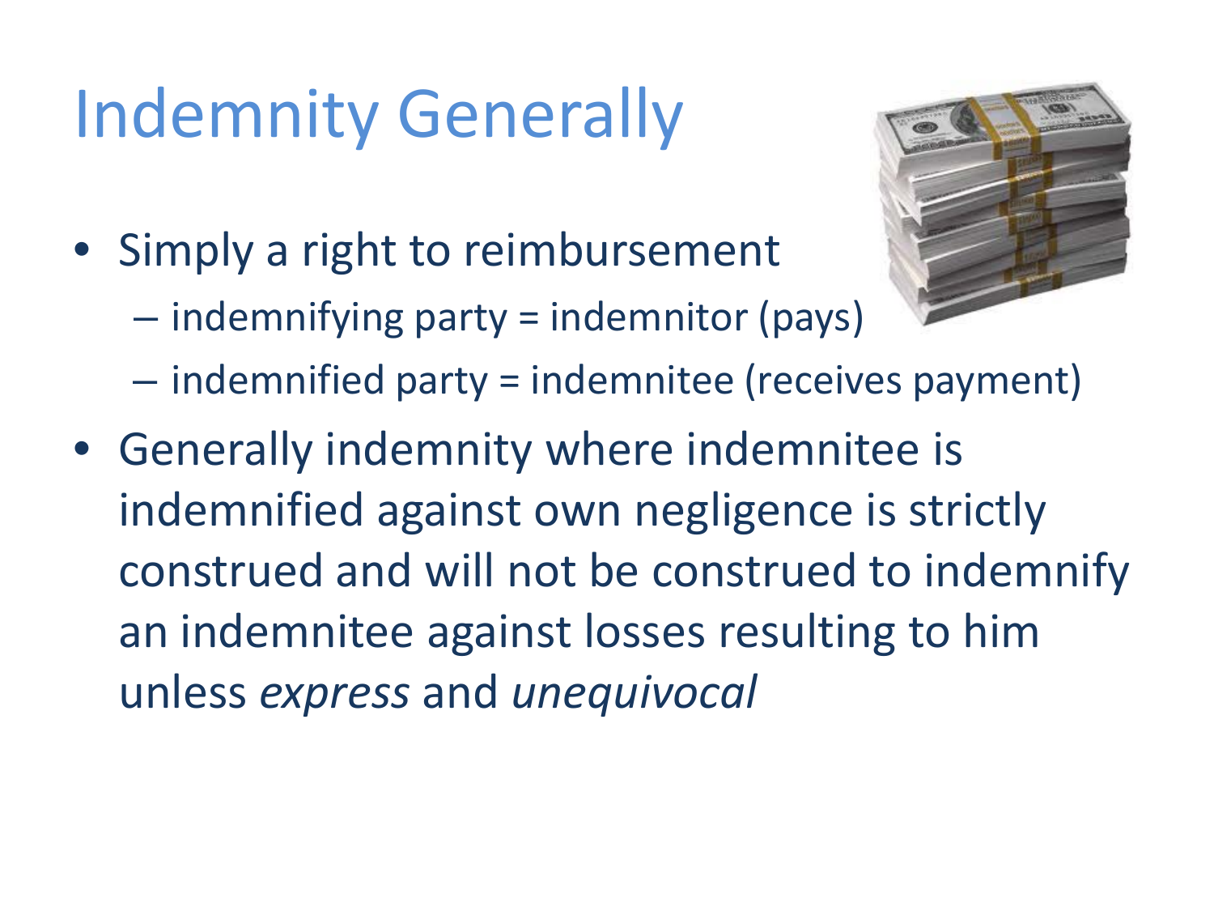# Indemnity Generally

- Simply a right to reimbursement
  - indemnifying party = indemnitor (pays)
  - indemnified party = indemnitee (receives payment)
- Generally indemnity where indemnitee is indemnified against own negligence is strictly construed and will not be construed to indemnify an indemnitee against losses resulting to him unless *express* and *unequivocal*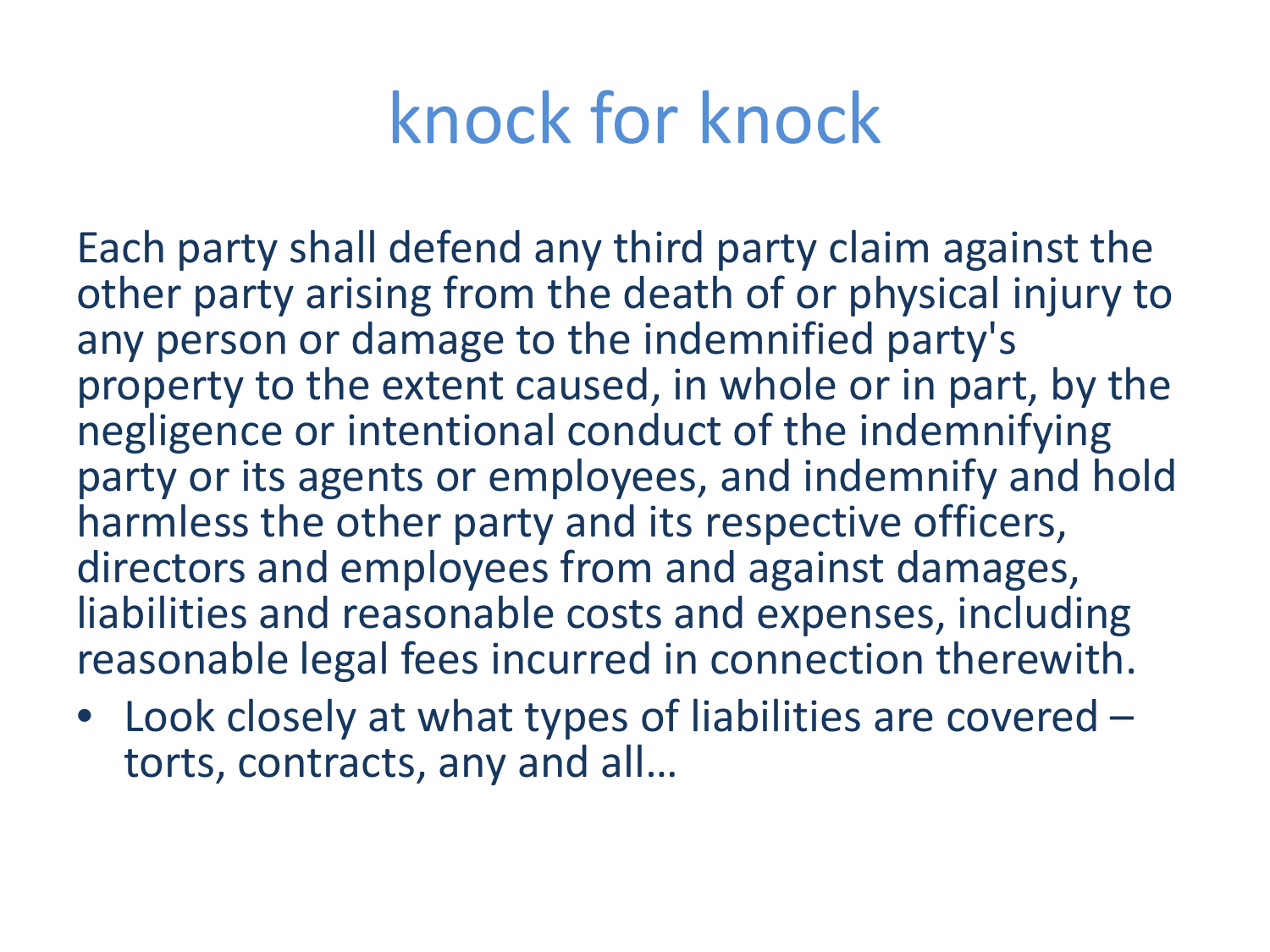# knock for knock

Each party shall defend any third party claim against the other party arising from the death of or physical injury to any person or damage to the indemnified party's property to the extent caused, in whole or in part, by the negligence or intentional conduct of the indemnifying party or its agents or employees, and indemnify and hold harmless the other party and its respective officers, directors and employees from and against damages, liabilities and reasonable costs and expenses, including reasonable legal fees incurred in connection therewith.

- Look closely at what types of liabilities are covered – torts, contracts, any and all…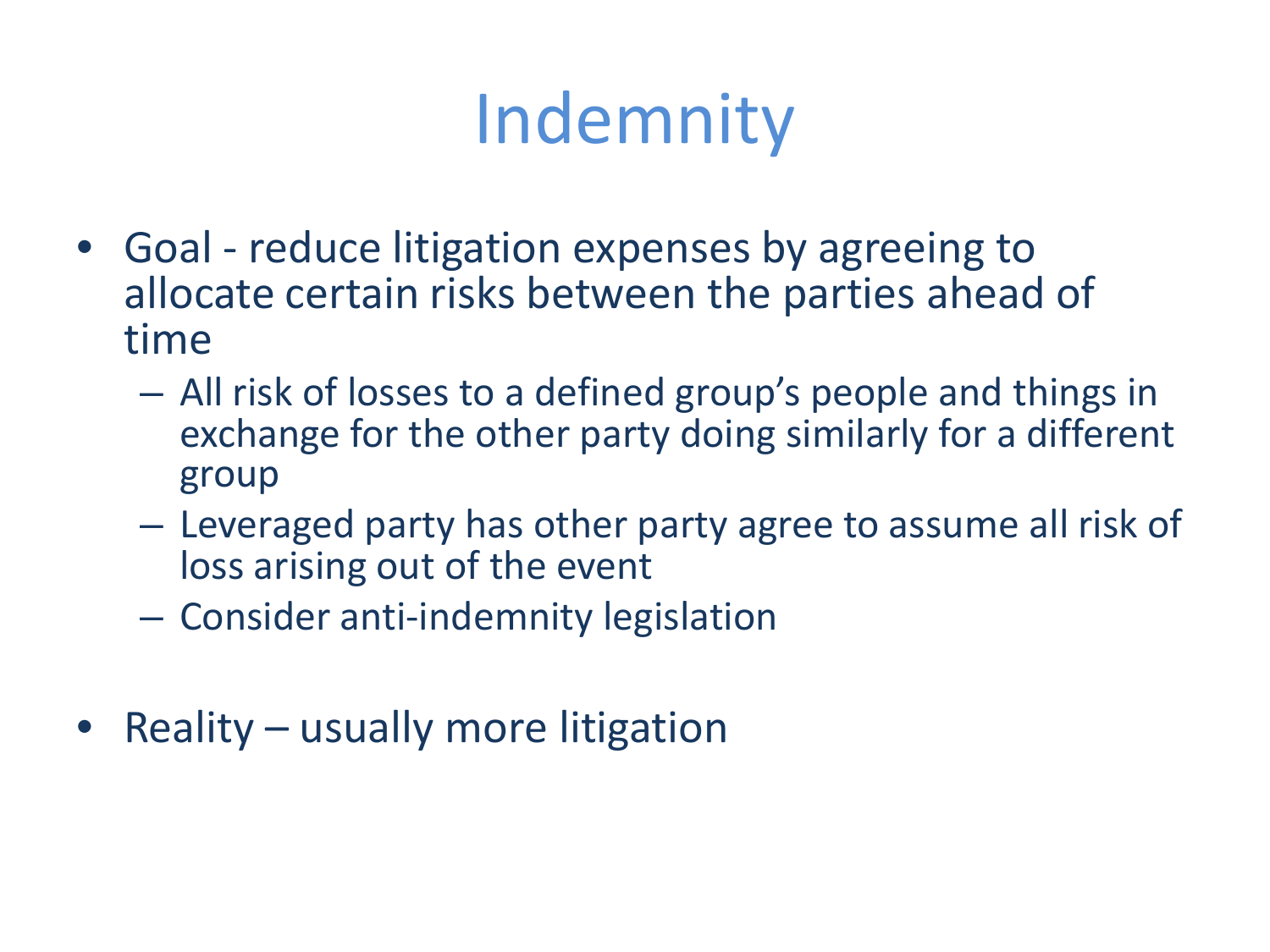# Indemnity

- Goal - reduce litigation expenses by agreeing to allocate certain risks between the parties ahead of time
  - All risk of losses to a defined group's people and things in exchange for the other party doing similarly for a different group
  - Leveraged party has other party agree to assume all risk of loss arising out of the event
  - Consider anti-indemnity legislation

- Reality – usually more litigation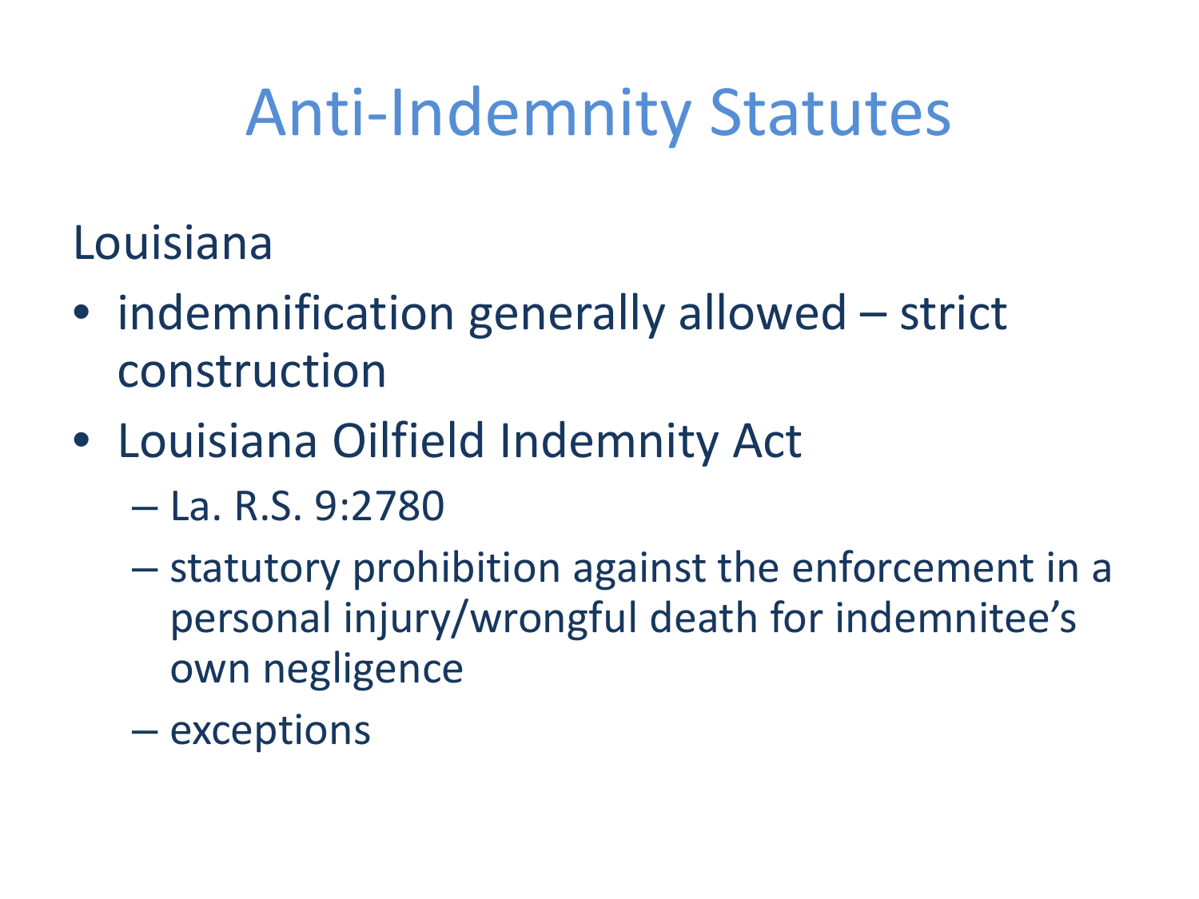# Anti-Indemnity Statutes

Louisiana

- indemnification generally allowed – strict construction
- Louisiana Oilfield Indemnity Act
  - La. R.S. 9:2780
  - statutory prohibition against the enforcement in a personal injury/wrongful death for indemnitee's own negligence
  - exceptions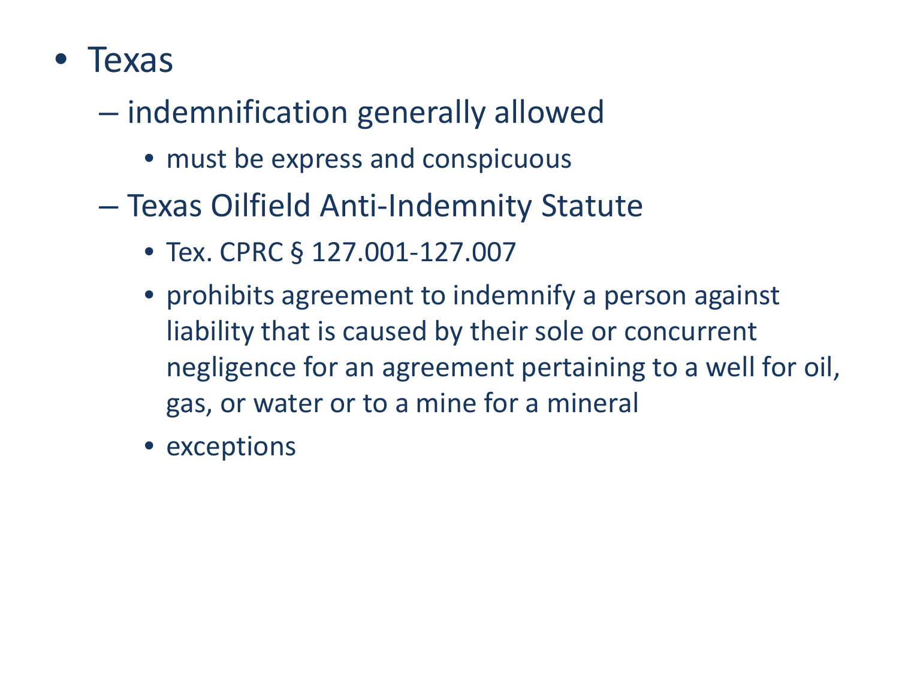- Texas
  - indemnification generally allowed
    - must be express and conspicuous
  - Texas Oilfield Anti-Indemnity Statute
    - Tex. CPRC § 127.001-127.007
    - prohibits agreement to indemnify a person against liability that is caused by their sole or concurrent negligence for an agreement pertaining to a well for oil, gas, or water or to a mine for a mineral
    - exceptions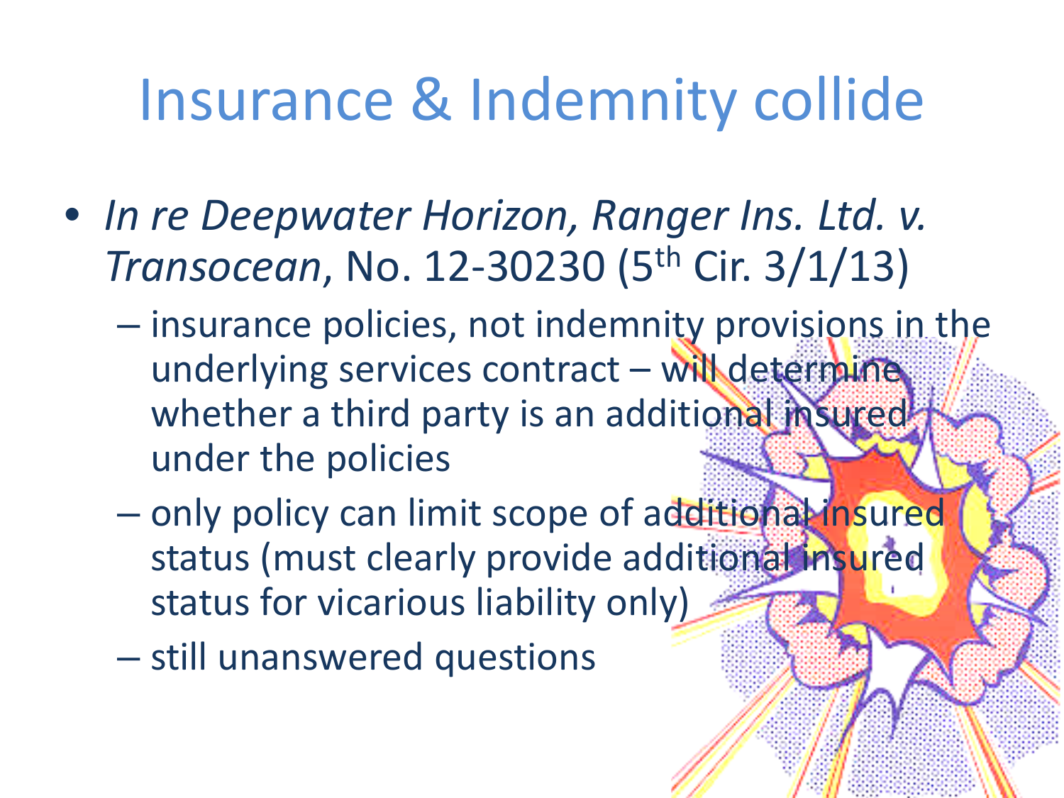# Insurance & Indemnity collide

- *In re Deepwater Horizon, Ranger Ins. Ltd. v. Transocean*, No. 12-30230 (5th Cir. 3/1/13)
  - insurance policies, not indemnity provisions in the underlying services contract – will determine whether a third party is an additional insured under the policies
  - only policy can limit scope of additional insured status (must clearly provide additional insured status for vicarious liability only)
  - still unanswered questions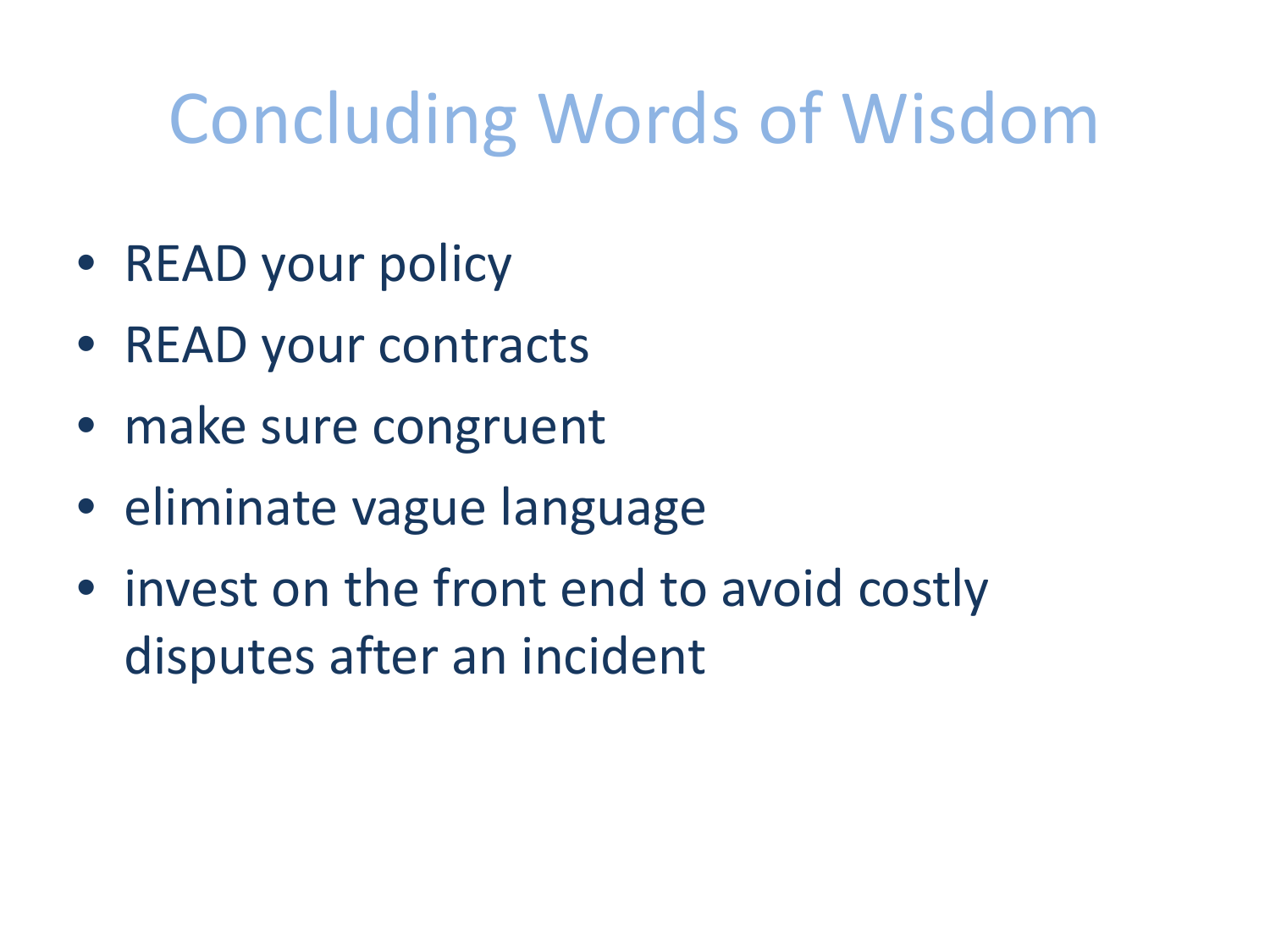# Concluding Words of Wisdom

- READ your policy
- READ your contracts
- make sure congruent
- eliminate vague language
- invest on the front end to avoid costly disputes after an incident